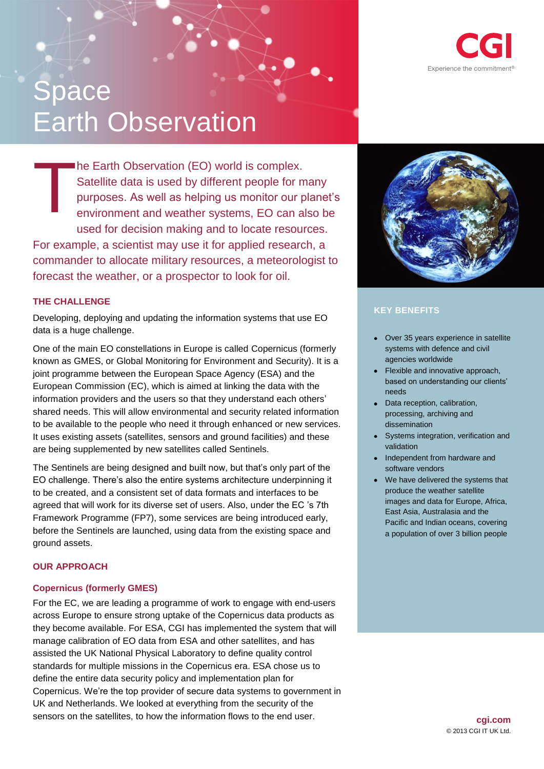# Space
# Earth Observation

The Earth Observation (EO) world is complex. Satellite data is used by different people for many purposes. As well as helping us monitor our planet's environment and weather systems, EO can also be used for decision making and to locate resources. For example, a scientist may use it for applied research, a commander to allocate military resources, a meteorologist to forecast the weather, or a prospector to look for oil.

## THE CHALLENGE

Developing, deploying and updating the information systems that use EO data is a huge challenge.

One of the main EO constellations in Europe is called Copernicus (formerly known as GMES, or Global Monitoring for Environment and Security). It is a joint programme between the European Space Agency (ESA) and the European Commission (EC), which is aimed at linking the data with the information providers and the users so that they understand each others' shared needs. This will allow environmental and security related information to be available to the people who need it through enhanced or new services. It uses existing assets (satellites, sensors and ground facilities) and these are being supplemented by new satellites called Sentinels.

The Sentinels are being designed and built now, but that's only part of the EO challenge. There's also the entire systems architecture underpinning it to be created, and a consistent set of data formats and interfaces to be agreed that will work for its diverse set of users. Also, under the EC 's 7th Framework Programme (FP7), some services are being introduced early, before the Sentinels are launched, using data from the existing space and ground assets.

## OUR APPROACH

### Copernicus (formerly GMES)

For the EC, we are leading a programme of work to engage with end-users across Europe to ensure strong uptake of the Copernicus data products as they become available. For ESA, CGI has implemented the system that will manage calibration of EO data from ESA and other satellites, and has assisted the UK National Physical Laboratory to define quality control standards for multiple missions in the Copernicus era. ESA chose us to define the entire data security policy and implementation plan for Copernicus. We're the top provider of secure data systems to government in UK and Netherlands. We looked at everything from the security of the sensors on the satellites, to how the information flows to the end user.

## KEY BENEFITS

- Over 35 years experience in satellite systems with defence and civil agencies worldwide
- Flexible and innovative approach, based on understanding our clients' needs
- Data reception, calibration, processing, archiving and dissemination
- Systems integration, verification and validation
- Independent from hardware and software vendors
- We have delivered the systems that produce the weather satellite images and data for Europe, Africa, East Asia, Australasia and the Pacific and Indian oceans, covering a population of over 3 billion people

cgi.com
© 2013 CGI IT UK Ltd.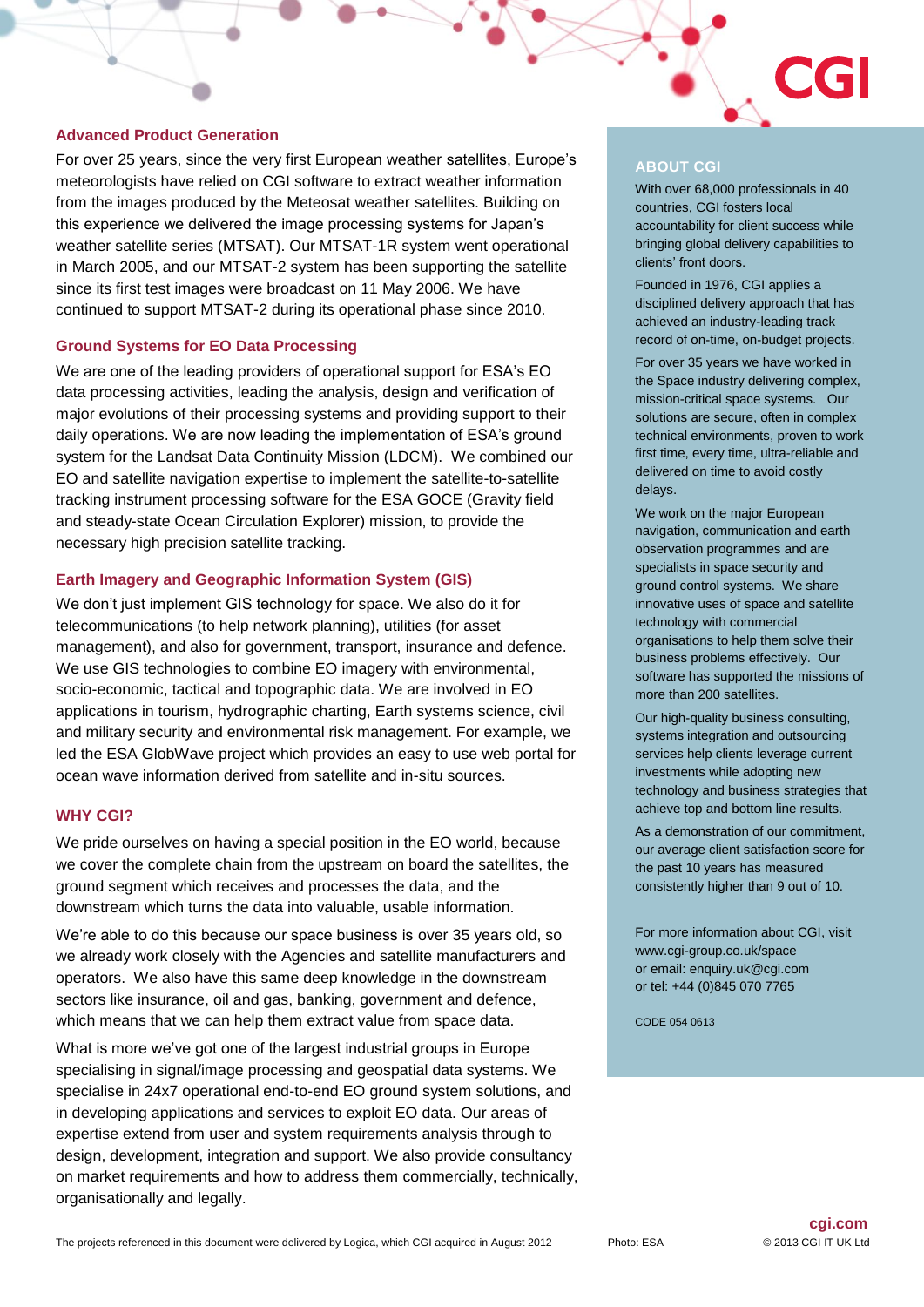## Advanced Product Generation

For over 25 years, since the very first European weather satellites, Europe's meteorologists have relied on CGI software to extract weather information from the images produced by the Meteosat weather satellites. Building on this experience we delivered the image processing systems for Japan's weather satellite series (MTSAT). Our MTSAT-1R system went operational in March 2005, and our MTSAT-2 system has been supporting the satellite since its first test images were broadcast on 11 May 2006. We have continued to support MTSAT-2 during its operational phase since 2010.

## Ground Systems for EO Data Processing

We are one of the leading providers of operational support for ESA's EO data processing activities, leading the analysis, design and verification of major evolutions of their processing systems and providing support to their daily operations. We are now leading the implementation of ESA's ground system for the Landsat Data Continuity Mission (LDCM). We combined our EO and satellite navigation expertise to implement the satellite-to-satellite tracking instrument processing software for the ESA GOCE (Gravity field and steady-state Ocean Circulation Explorer) mission, to provide the necessary high precision satellite tracking.

## Earth Imagery and Geographic Information System (GIS)

We don't just implement GIS technology for space. We also do it for telecommunications (to help network planning), utilities (for asset management), and also for government, transport, insurance and defence. We use GIS technologies to combine EO imagery with environmental, socio-economic, tactical and topographic data. We are involved in EO applications in tourism, hydrographic charting, Earth systems science, civil and military security and environmental risk management. For example, we led the ESA GlobWave project which provides an easy to use web portal for ocean wave information derived from satellite and in-situ sources.

## WHY CGI?

We pride ourselves on having a special position in the EO world, because we cover the complete chain from the upstream on board the satellites, the ground segment which receives and processes the data, and the downstream which turns the data into valuable, usable information.

We're able to do this because our space business is over 35 years old, so we already work closely with the Agencies and satellite manufacturers and operators. We also have this same deep knowledge in the downstream sectors like insurance, oil and gas, banking, government and defence, which means that we can help them extract value from space data.

What is more we've got one of the largest industrial groups in Europe specialising in signal/image processing and geospatial data systems. We specialise in 24x7 operational end-to-end EO ground system solutions, and in developing applications and services to exploit EO data. Our areas of expertise extend from user and system requirements analysis through to design, development, integration and support. We also provide consultancy on market requirements and how to address them commercially, technically, organisationally and legally.

## ABOUT CGI

With over 68,000 professionals in 40 countries, CGI fosters local accountability for client success while bringing global delivery capabilities to clients' front doors.

Founded in 1976, CGI applies a disciplined delivery approach that has achieved an industry-leading track record of on-time, on-budget projects.

For over 35 years we have worked in the Space industry delivering complex, mission-critical space systems. Our solutions are secure, often in complex technical environments, proven to work first time, every time, ultra-reliable and delivered on time to avoid costly delays.

We work on the major European navigation, communication and earth observation programmes and are specialists in space security and ground control systems. We share innovative uses of space and satellite technology with commercial organisations to help them solve their business problems effectively. Our software has supported the missions of more than 200 satellites.

Our high-quality business consulting, systems integration and outsourcing services help clients leverage current investments while adopting new technology and business strategies that achieve top and bottom line results.

As a demonstration of our commitment, our average client satisfaction score for the past 10 years has measured consistently higher than 9 out of 10.

For more information about CGI, visit www.cgi-group.co.uk/space
or email: enquiry.uk@cgi.com
or tel: +44 (0)845 070 7765

CODE 054 0613

The projects referenced in this document were delivered by Logica, which CGI acquired in August 2012

Photo: ESA

cgi.com

© 2013 CGI IT UK Ltd